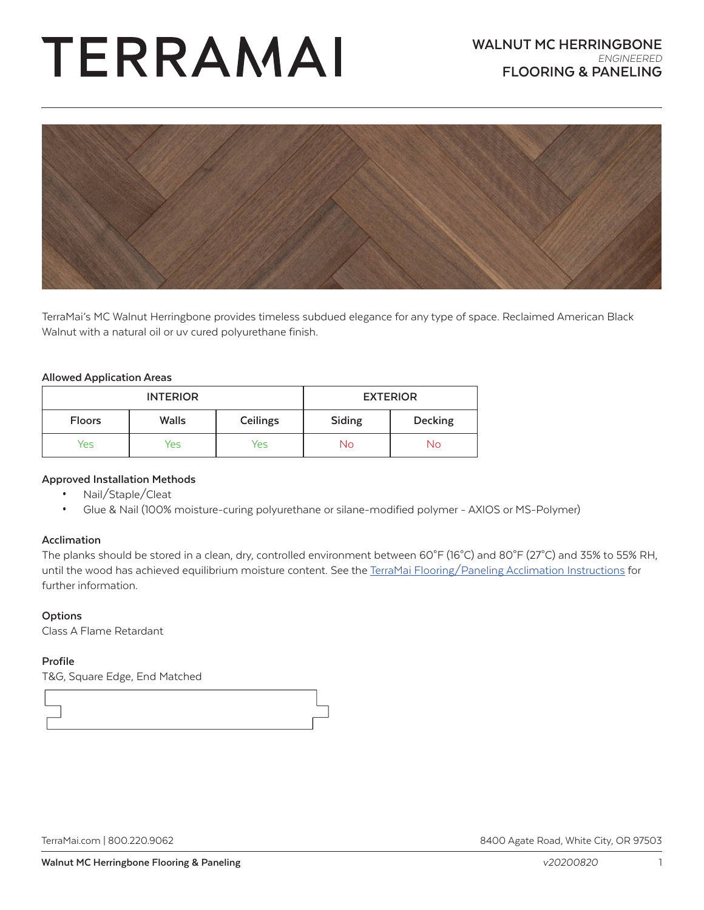# TERRAMAI

## WALNUT MC HERRINGBONE

*ENGINEERED*

## FLOORING & PANELING

TerraMai's MC Walnut Herringbone provides timeless subdued elegance for any type of space. Reclaimed American Black Walnut with a natural oil or uv cured polyurethane finish.

### Allowed Application Areas

| INTERIOR | | | EXTERIOR | |
|---|---|---|---|---|
| Floors | Walls | Ceilings | Siding | Decking |
| Yes | Yes | Yes | No | No |

### Approved Installation Methods

- Nail/Staple/Cleat
- Glue & Nail (100% moisture-curing polyurethane or silane-modified polymer - AXIOS or MS-Polymer)

### Acclimation

The planks should be stored in a clean, dry, controlled environment between 60˚F (16˚C) and 80˚F (27˚C) and 35% to 55% RH, until the wood has achieved equilibrium moisture content. See the TerraMai Flooring/Paneling Acclimation Instructions for further information.

### Options

Class A Flame Retardant

### Profile

T&G, Square Edge, End Matched

TerraMai.com | 800.220.9062

8400 Agate Road, White City, OR 97503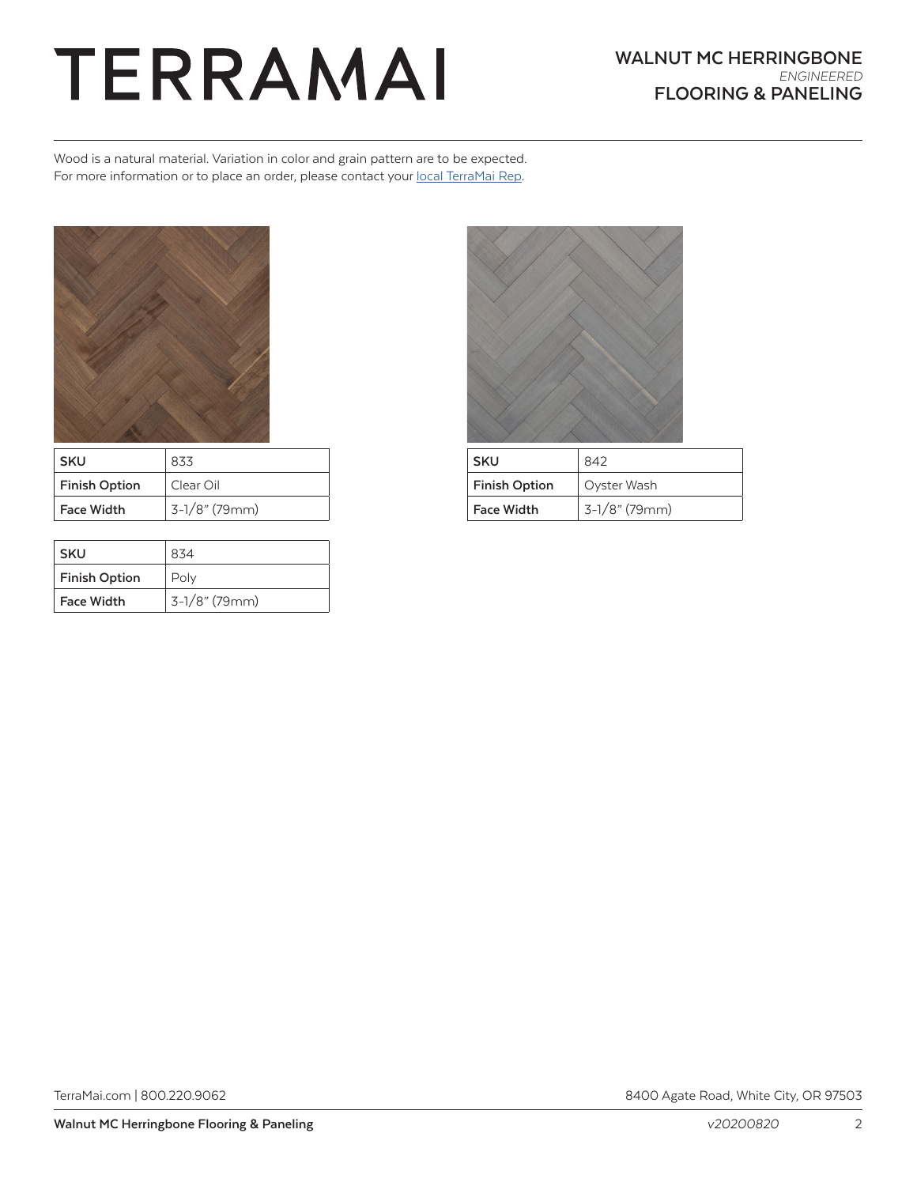Wood is a natural material. Variation in color and grain pattern are to be expected.
For more information or to place an order, please contact your local TerraMai Rep.

| SKU | 833 |
|---|---|
| Finish Option | Clear Oil |
| Face Width | 3-1/8" (79mm) |

| SKU | 834 |
|---|---|
| Finish Option | Poly |
| Face Width | 3-1/8" (79mm) |

| SKU | 842 |
|---|---|
| Finish Option | Oyster Wash |
| Face Width | 3-1/8" (79mm) |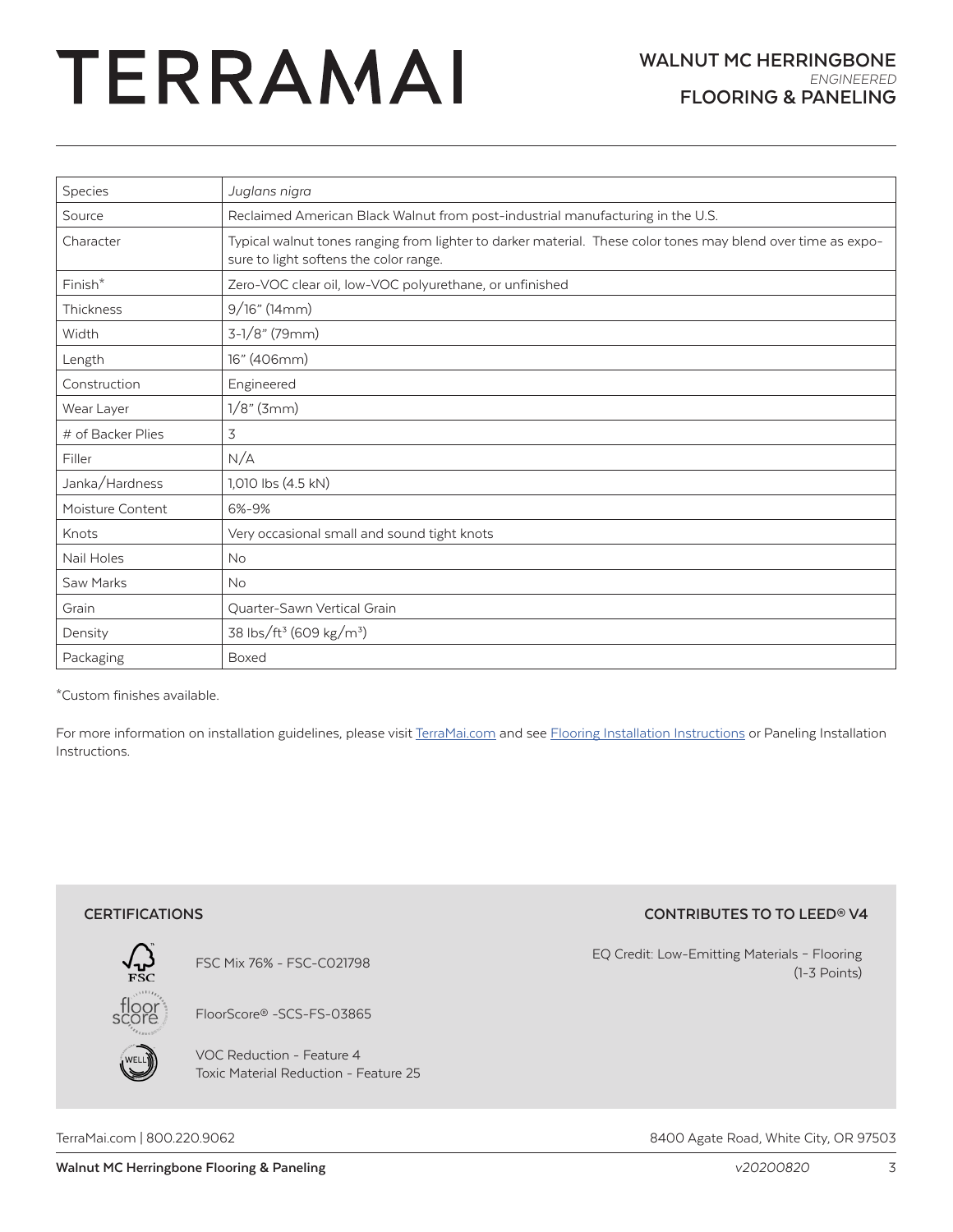# TERRAMAI

## WALNUT MC HERRINGBONE
*ENGINEERED*
## FLOORING & PANELING

| | |
|---|---|
| Species | *Juglans nigra* |
| Source | Reclaimed American Black Walnut from post-industrial manufacturing in the U.S. |
| Character | Typical walnut tones ranging from lighter to darker material. These color tones may blend over time as exposure to light softens the color range. |
| Finish* | Zero-VOC clear oil, low-VOC polyurethane, or unfinished |
| Thickness | 9/16" (14mm) |
| Width | 3-1/8" (79mm) |
| Length | 16" (406mm) |
| Construction | Engineered |
| Wear Layer | 1/8" (3mm) |
| # of Backer Plies | 3 |
| Filler | N/A |
| Janka/Hardness | 1,010 lbs (4.5 kN) |
| Moisture Content | 6%-9% |
| Knots | Very occasional small and sound tight knots |
| Nail Holes | No |
| Saw Marks | No |
| Grain | Quarter-Sawn Vertical Grain |
| Density | 38 lbs/ft³ (609 kg/m³) |
| Packaging | Boxed |

*Custom finishes available.

For more information on installation guidelines, please visit TerraMai.com and see Flooring Installation Instructions or Paneling Installation Instructions.

### CERTIFICATIONS

FSC Mix 76% - FSC-C021798

FloorScore® -SCS-FS-03865

VOC Reduction - Feature 4
Toxic Material Reduction - Feature 25

### CONTRIBUTES TO TO LEED® V4

EQ Credit: Low-Emitting Materials – Flooring (1-3 Points)

TerraMai.com | 800.220.9062

8400 Agate Road, White City, OR 97503